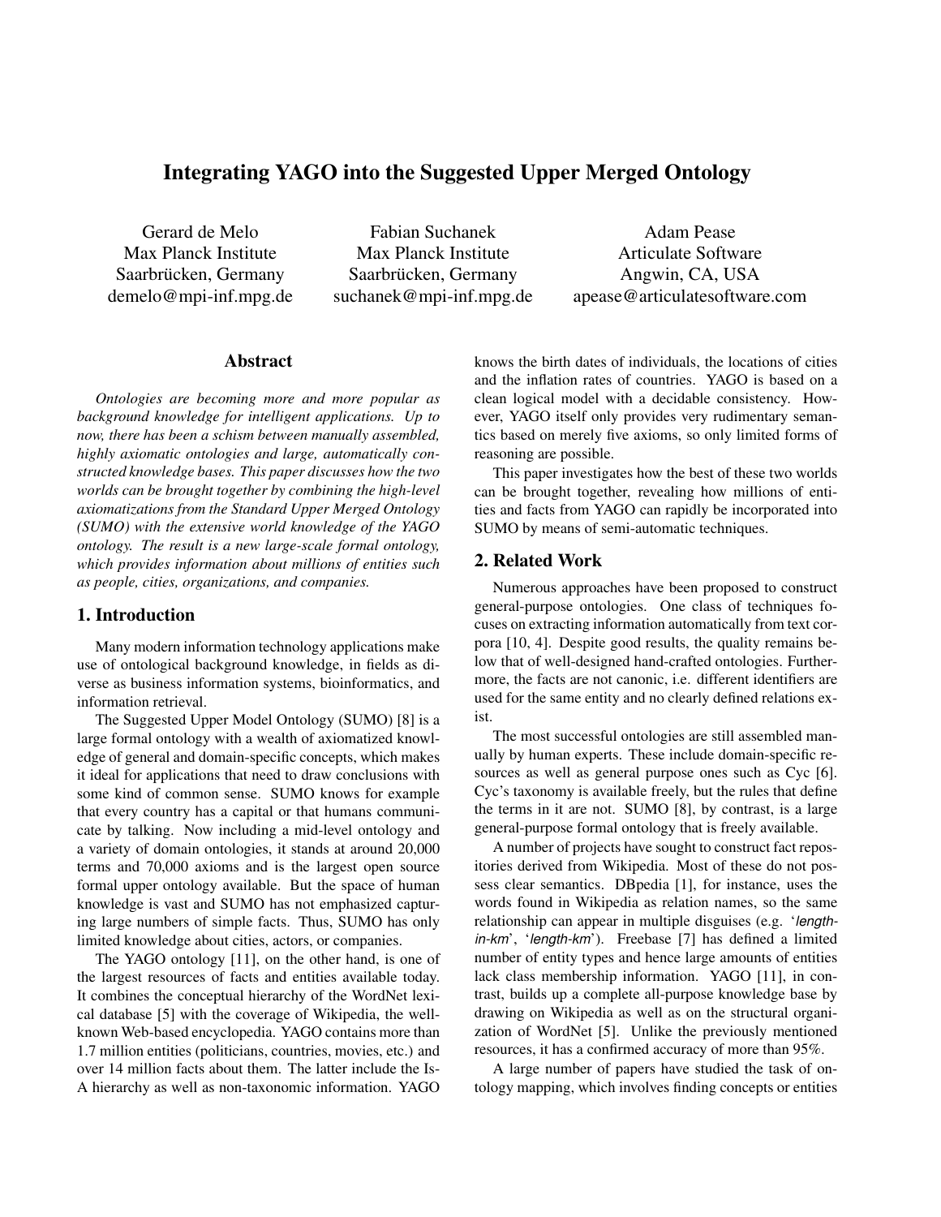# Integrating YAGO into the Suggested Upper Merged Ontology

Gerard de Melo
Max Planck Institute
Saarbrücken, Germany
demelo@mpi-inf.mpg.de

Fabian Suchanek
Max Planck Institute
Saarbrücken, Germany
suchanek@mpi-inf.mpg.de

Adam Pease
Articulate Software
Angwin, CA, USA
apease@articulatesoftware.com

## Abstract

*Ontologies are becoming more and more popular as background knowledge for intelligent applications. Up to now, there has been a schism between manually assembled, highly axiomatic ontologies and large, automatically constructed knowledge bases. This paper discusses how the two worlds can be brought together by combining the high-level axiomatizations from the Standard Upper Merged Ontology (SUMO) with the extensive world knowledge of the YAGO ontology. The result is a new large-scale formal ontology, which provides information about millions of entities such as people, cities, organizations, and companies.*

## 1. Introduction

Many modern information technology applications make use of ontological background knowledge, in fields as diverse as business information systems, bioinformatics, and information retrieval.

The Suggested Upper Model Ontology (SUMO) [8] is a large formal ontology with a wealth of axiomatized knowledge of general and domain-specific concepts, which makes it ideal for applications that need to draw conclusions with some kind of common sense. SUMO knows for example that every country has a capital or that humans communicate by talking. Now including a mid-level ontology and a variety of domain ontologies, it stands at around 20,000 terms and 70,000 axioms and is the largest open source formal upper ontology available. But the space of human knowledge is vast and SUMO has not emphasized capturing large numbers of simple facts. Thus, SUMO has only limited knowledge about cities, actors, or companies.

The YAGO ontology [11], on the other hand, is one of the largest resources of facts and entities available today. It combines the conceptual hierarchy of the WordNet lexical database [5] with the coverage of Wikipedia, the well-known Web-based encyclopedia. YAGO contains more than 1.7 million entities (politicians, countries, movies, etc.) and over 14 million facts about them. The latter include the Is-A hierarchy as well as non-taxonomic information. YAGO knows the birth dates of individuals, the locations of cities and the inflation rates of countries. YAGO is based on a clean logical model with a decidable consistency. However, YAGO itself only provides very rudimentary semantics based on merely five axioms, so only limited forms of reasoning are possible.

This paper investigates how the best of these two worlds can be brought together, revealing how millions of entities and facts from YAGO can rapidly be incorporated into SUMO by means of semi-automatic techniques.

## 2. Related Work

Numerous approaches have been proposed to construct general-purpose ontologies. One class of techniques focuses on extracting information automatically from text corpora [10, 4]. Despite good results, the quality remains below that of well-designed hand-crafted ontologies. Furthermore, the facts are not canonic, i.e. different identifiers are used for the same entity and no clearly defined relations exist.

The most successful ontologies are still assembled manually by human experts. These include domain-specific resources as well as general purpose ones such as Cyc [6]. Cyc's taxonomy is available freely, but the rules that define the terms in it are not. SUMO [8], by contrast, is a large general-purpose formal ontology that is freely available.

A number of projects have sought to construct fact repositories derived from Wikipedia. Most of these do not possess clear semantics. DBpedia [1], for instance, uses the words found in Wikipedia as relation names, so the same relationship can appear in multiple disguises (e.g. '*length-in-km*', '*length-km*'). Freebase [7] has defined a limited number of entity types and hence large amounts of entities lack class membership information. YAGO [11], in contrast, builds up a complete all-purpose knowledge base by drawing on Wikipedia as well as on the structural organization of WordNet [5]. Unlike the previously mentioned resources, it has a confirmed accuracy of more than 95%.

A large number of papers have studied the task of ontology mapping, which involves finding concepts or entities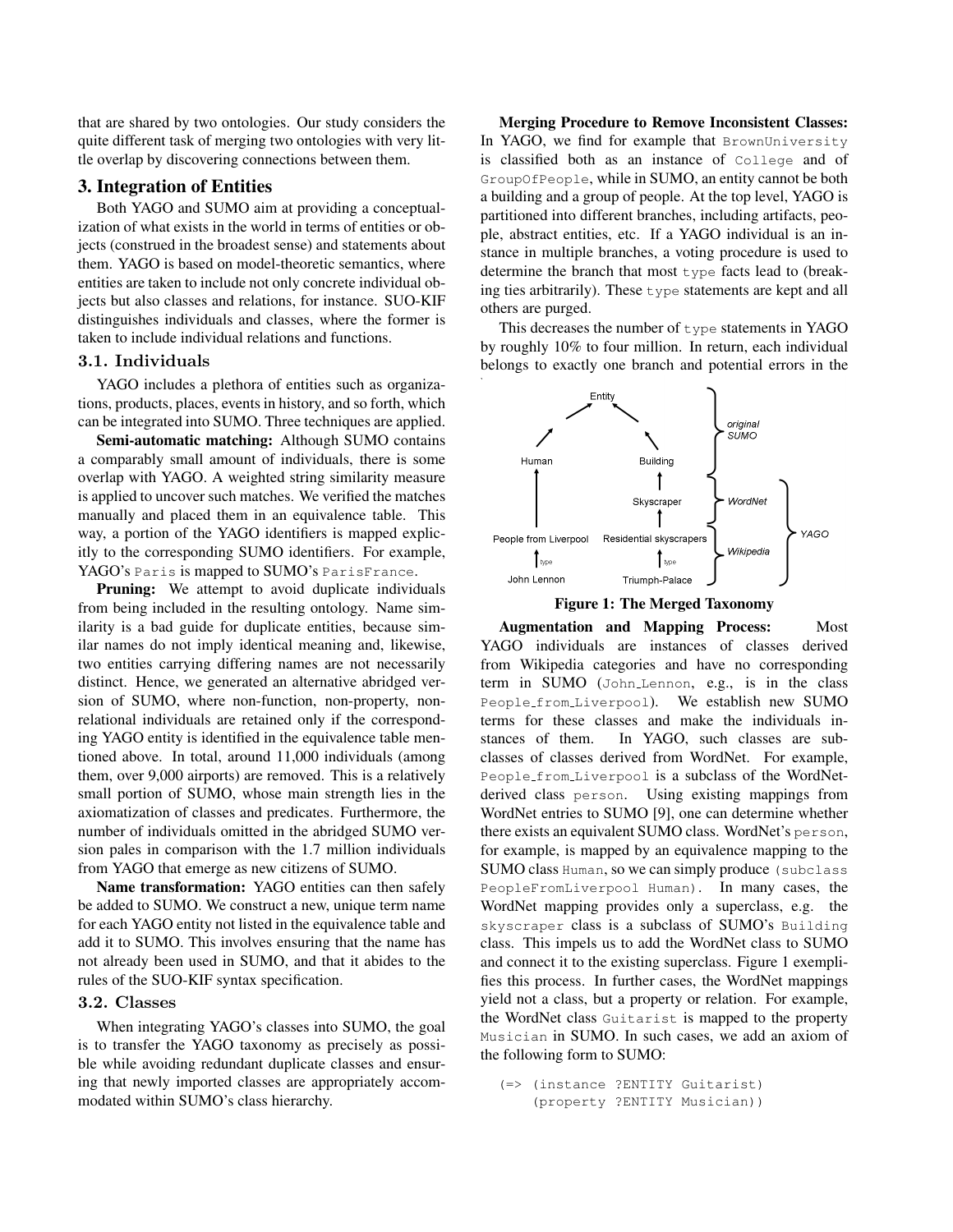that are shared by two ontologies. Our study considers the quite different task of merging two ontologies with very little overlap by discovering connections between them.

## 3. Integration of Entities

Both YAGO and SUMO aim at providing a conceptualization of what exists in the world in terms of entities or objects (construed in the broadest sense) and statements about them. YAGO is based on model-theoretic semantics, where entities are taken to include not only concrete individual objects but also classes and relations, for instance. SUO-KIF distinguishes individuals and classes, where the former is taken to include individual relations and functions.

### 3.1. Individuals

YAGO includes a plethora of entities such as organizations, products, places, events in history, and so forth, which can be integrated into SUMO. Three techniques are applied.

**Semi-automatic matching:** Although SUMO contains a comparably small amount of individuals, there is some overlap with YAGO. A weighted string similarity measure is applied to uncover such matches. We verified the matches manually and placed them in an equivalence table. This way, a portion of the YAGO identifiers is mapped explicitly to the corresponding SUMO identifiers. For example, YAGO's `Paris` is mapped to SUMO's `ParisFrance`.

**Pruning:** We attempt to avoid duplicate individuals from being included in the resulting ontology. Name similarity is a bad guide for duplicate entities, because similar names do not imply identical meaning and, likewise, two entities carrying differing names are not necessarily distinct. Hence, we generated an alternative abridged version of SUMO, where non-function, non-property, non-relational individuals are retained only if the corresponding YAGO entity is identified in the equivalence table mentioned above. In total, around 11,000 individuals (among them, over 9,000 airports) are removed. This is a relatively small portion of SUMO, whose main strength lies in the axiomatization of classes and predicates. Furthermore, the number of individuals omitted in the abridged SUMO version pales in comparison with the 1.7 million individuals from YAGO that emerge as new citizens of SUMO.

**Name transformation:** YAGO entities can then safely be added to SUMO. We construct a new, unique term name for each YAGO entity not listed in the equivalence table and add it to SUMO. This involves ensuring that the name has not already been used in SUMO, and that it abides to the rules of the SUO-KIF syntax specification.

### 3.2. Classes

When integrating YAGO's classes into SUMO, the goal is to transfer the YAGO taxonomy as precisely as possible while avoiding redundant duplicate classes and ensuring that newly imported classes are appropriately accommodated within SUMO's class hierarchy.

**Merging Procedure to Remove Inconsistent Classes:** In YAGO, we find for example that `BrownUniversity` is classified both as an instance of `College` and of `GroupOfPeople`, while in SUMO, an entity cannot be both a building and a group of people. At the top level, YAGO is partitioned into different branches, including artifacts, people, abstract entities, etc. If a YAGO individual is an instance in multiple branches, a voting procedure is used to determine the branch that most `type` facts lead to (breaking ties arbitrarily). These `type` statements are kept and all others are purged.

This decreases the number of `type` statements in YAGO by roughly 10% to four million. In return, each individual belongs to exactly one branch and potential errors in the

Entity
Human
Building
Skyscraper
People from Liverpool
Residential skyscrapers
type
type
John Lennon
Triumph-Palace
original SUMO
WordNet
Wikipedia
YAGO

**Figure 1: The Merged Taxonomy**

**Augmentation and Mapping Process:** Most YAGO individuals are instances of classes derived from Wikipedia categories and have no corresponding term in SUMO (`John_Lennon`, e.g., is in the class `People_from_Liverpool`). We establish new SUMO terms for these classes and make the individuals instances of them. In YAGO, such classes are subclasses of classes derived from WordNet. For example, `People_from_Liverpool` is a subclass of the WordNet-derived class `person`. Using existing mappings from WordNet entries to SUMO [9], one can determine whether there exists an equivalent SUMO class. WordNet's `person`, for example, is mapped by an equivalence mapping to the SUMO class `Human`, so we can simply produce `(subclass PeopleFromLiverpool Human)`. In many cases, the WordNet mapping provides only a superclass, e.g. the `skyscraper` class is a subclass of SUMO's `Building` class. This impels us to add the WordNet class to SUMO and connect it to the existing superclass. Figure 1 exemplifies this process. In further cases, the WordNet mappings yield not a class, but a property or relation. For example, the WordNet class `Guitarist` is mapped to the property `Musician` in SUMO. In such cases, we add an axiom of the following form to SUMO:

```
(=> (instance ?ENTITY Guitarist)
    (property ?ENTITY Musician))
```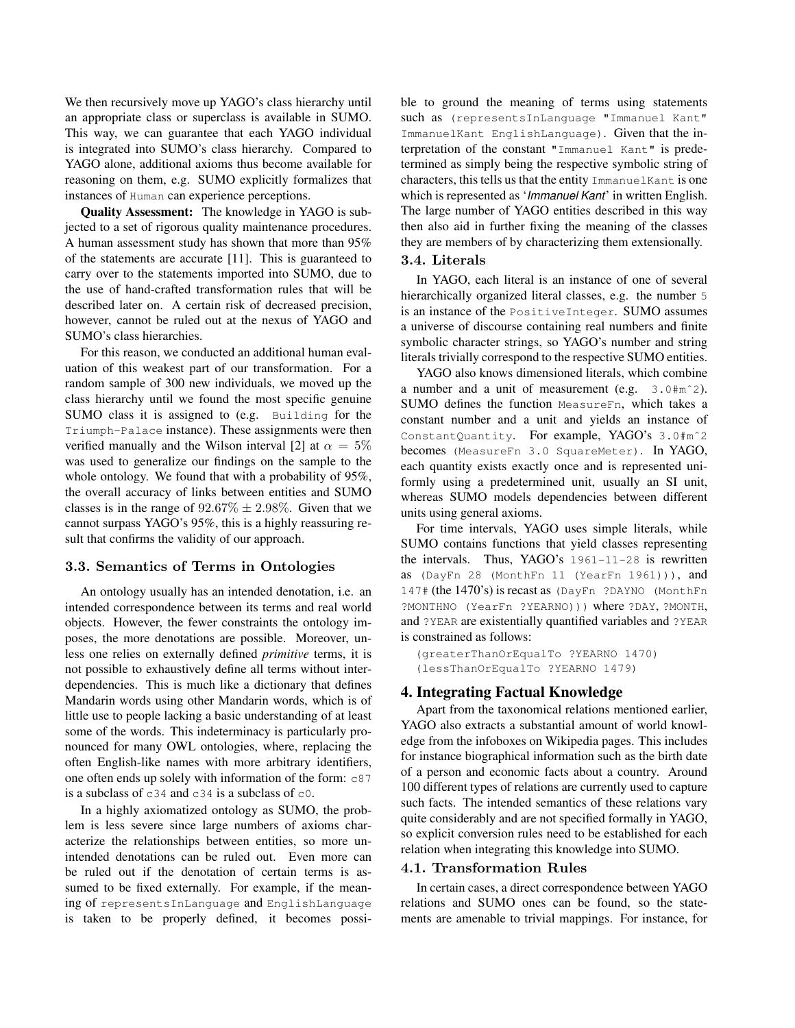We then recursively move up YAGO's class hierarchy until an appropriate class or superclass is available in SUMO. This way, we can guarantee that each YAGO individual is integrated into SUMO's class hierarchy. Compared to YAGO alone, additional axioms thus become available for reasoning on them, e.g. SUMO explicitly formalizes that instances of `Human` can experience perceptions.

**Quality Assessment:** The knowledge in YAGO is subjected to a set of rigorous quality maintenance procedures. A human assessment study has shown that more than 95% of the statements are accurate [11]. This is guaranteed to carry over to the statements imported into SUMO, due to the use of hand-crafted transformation rules that will be described later on. A certain risk of decreased precision, however, cannot be ruled out at the nexus of YAGO and SUMO's class hierarchies.

For this reason, we conducted an additional human evaluation of this weakest part of our transformation. For a random sample of 300 new individuals, we moved up the class hierarchy until we found the most specific genuine SUMO class it is assigned to (e.g. `Building` for the `Triumph-Palace` instance). These assignments were then verified manually and the Wilson interval [2] at $\alpha = 5\%$ was used to generalize our findings on the sample to the whole ontology. We found that with a probability of 95%, the overall accuracy of links between entities and SUMO classes is in the range of $92.67\% \pm 2.98\%$. Given that we cannot surpass YAGO's 95%, this is a highly reassuring result that confirms the validity of our approach.

### 3.3. Semantics of Terms in Ontologies

An ontology usually has an intended denotation, i.e. an intended correspondence between its terms and real world objects. However, the fewer constraints the ontology imposes, the more denotations are possible. Moreover, unless one relies on externally defined *primitive* terms, it is not possible to exhaustively define all terms without interdependencies. This is much like a dictionary that defines Mandarin words using other Mandarin words, which is of little use to people lacking a basic understanding of at least some of the words. This indeterminacy is particularly pronounced for many OWL ontologies, where, replacing the often English-like names with more arbitrary identifiers, one often ends up solely with information of the form: `c87` is a subclass of `c34` and `c34` is a subclass of `c0`.

In a highly axiomatized ontology as SUMO, the problem is less severe since large numbers of axioms characterize the relationships between entities, so more unintended denotations can be ruled out. Even more can be ruled out if the denotation of certain terms is assumed to be fixed externally. For example, if the meaning of `representsInLanguage` and `EnglishLanguage` is taken to be properly defined, it becomes possible to ground the meaning of terms using statements such as `(representsInLanguage "Immanuel Kant" ImmanuelKant EnglishLanguage)`. Given that the interpretation of the constant `"Immanuel Kant"` is predetermined as simply being the respective symbolic string of characters, this tells us that the entity `ImmanuelKant` is one which is represented as '*Immanuel Kant*' in written English. The large number of YAGO entities described in this way then also aid in further fixing the meaning of the classes they are members of by characterizing them extensionally.

### 3.4. Literals

In YAGO, each literal is an instance of one of several hierarchically organized literal classes, e.g. the number `5` is an instance of the `PositiveInteger`. SUMO assumes a universe of discourse containing real numbers and finite symbolic character strings, so YAGO's number and string literals trivially correspond to the respective SUMO entities.

YAGO also knows dimensioned literals, which combine a number and a unit of measurement (e.g. `3.0#m^2`). SUMO defines the function `MeasureFn`, which takes a constant number and a unit and yields an instance of `ConstantQuantity`. For example, YAGO's `3.0#m^2` becomes `(MeasureFn 3.0 SquareMeter)`. In YAGO, each quantity exists exactly once and is represented uniformly using a predetermined unit, usually an SI unit, whereas SUMO models dependencies between different units using general axioms.

For time intervals, YAGO uses simple literals, while SUMO contains functions that yield classes representing the intervals. Thus, YAGO's `1961-11-28` is rewritten as `(DayFn 28 (MonthFn 11 (YearFn 1961)))`, and `147#` (the 1470's) is recast as `(DayFn ?DAYNO (MonthFn ?MONTHNO (YearFn ?YEARNO)))` where `?DAY`, `?MONTH`, and `?YEAR` are existentially quantified variables and `?YEAR` is constrained as follows:

```
(greaterThanOrEqualTo ?YEARNO 1470)
(lessThanOrEqualTo ?YEARNO 1479)
```

## 4. Integrating Factual Knowledge

Apart from the taxonomical relations mentioned earlier, YAGO also extracts a substantial amount of world knowledge from the infoboxes on Wikipedia pages. This includes for instance biographical information such as the birth date of a person and economic facts about a country. Around 100 different types of relations are currently used to capture such facts. The intended semantics of these relations vary quite considerably and are not specified formally in YAGO, so explicit conversion rules need to be established for each relation when integrating this knowledge into SUMO.

### 4.1. Transformation Rules

In certain cases, a direct correspondence between YAGO relations and SUMO ones can be found, so the statements are amenable to trivial mappings. For instance, for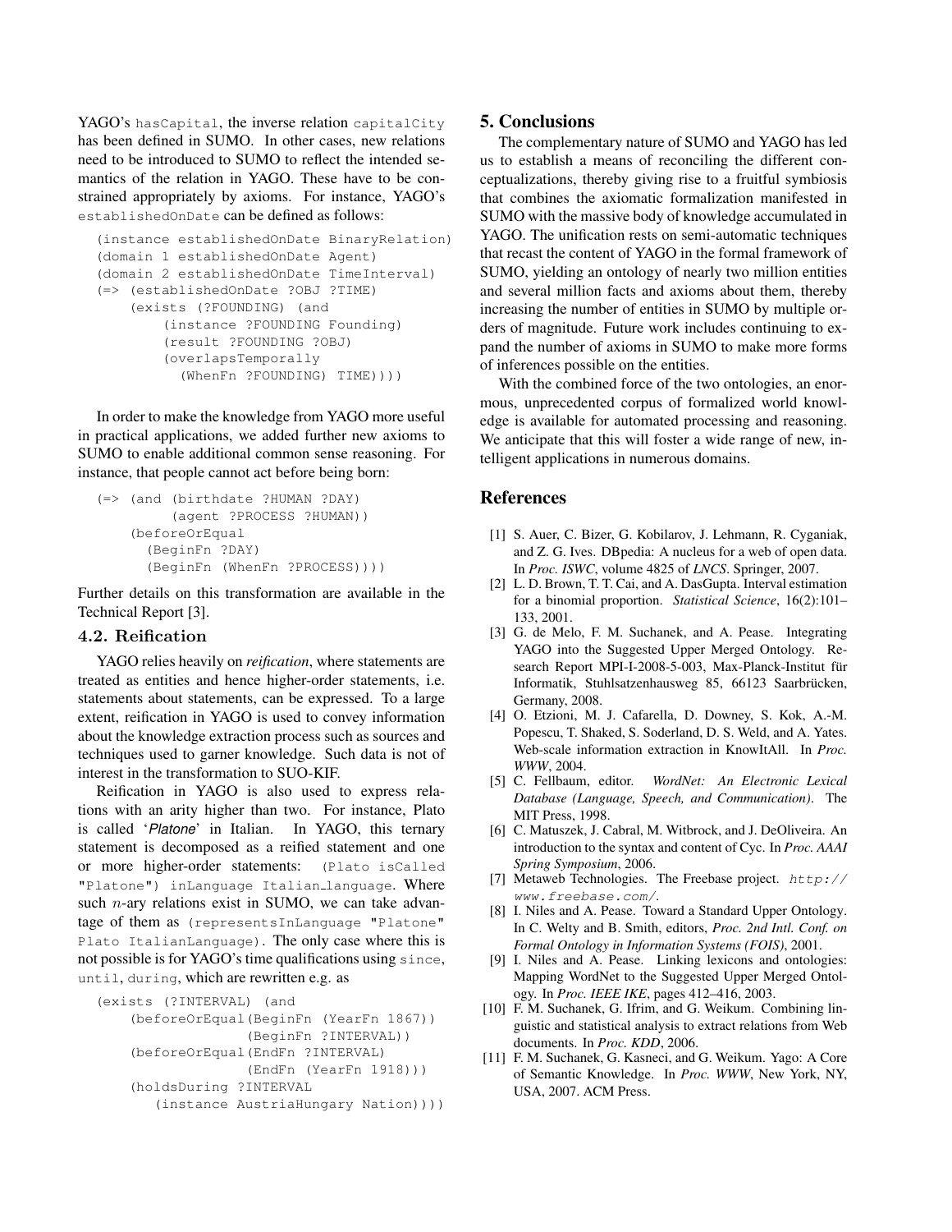YAGO's `hasCapital`, the inverse relation `capitalCity` has been defined in SUMO. In other cases, new relations need to be introduced to SUMO to reflect the intended semantics of the relation in YAGO. These have to be constrained appropriately by axioms. For instance, YAGO's `establishedOnDate` can be defined as follows:

```
(instance establishedOnDate BinaryRelation)
(domain 1 establishedOnDate Agent)
(domain 2 establishedOnDate TimeInterval)
(=> (establishedOnDate ?OBJ ?TIME)
    (exists (?FOUNDING) (and
        (instance ?FOUNDING Founding)
        (result ?FOUNDING ?OBJ)
        (overlapsTemporally
          (WhenFn ?FOUNDING) TIME))))
```

In order to make the knowledge from YAGO more useful in practical applications, we added further new axioms to SUMO to enable additional common sense reasoning. For instance, that people cannot act before being born:

```
(=> (and (birthdate ?HUMAN ?DAY)
         (agent ?PROCESS ?HUMAN))
    (beforeOrEqual
      (BeginFn ?DAY)
      (BeginFn (WhenFn ?PROCESS))))
```

Further details on this transformation are available in the Technical Report [3].

### 4.2. Reification

YAGO relies heavily on *reification*, where statements are treated as entities and hence higher-order statements, i.e. statements about statements, can be expressed. To a large extent, reification in YAGO is used to convey information about the knowledge extraction process such as sources and techniques used to garner knowledge. Such data is not of interest in the transformation to SUO-KIF.

Reification in YAGO is also used to express relations with an arity higher than two. For instance, Plato is called '*Platone*' in Italian. In YAGO, this ternary statement is decomposed as a reified statement and one or more higher-order statements: `(Plato isCalled "Platone") inLanguage Italian_language`. Where such $n$-ary relations exist in SUMO, we can take advantage of them as `(representsInLanguage "Platone" Plato ItalianLanguage)`. The only case where this is not possible is for YAGO's time qualifications using `since`, `until`, `during`, which are rewritten e.g. as

```
(exists (?INTERVAL) (and
    (beforeOrEqual(BeginFn (YearFn 1867))
                  (BeginFn ?INTERVAL))
    (beforeOrEqual(EndFn ?INTERVAL)
                  (EndFn (YearFn 1918)))
    (holdsDuring ?INTERVAL
       (instance AustriaHungary Nation))))
```

## 5. Conclusions

The complementary nature of SUMO and YAGO has led us to establish a means of reconciling the different conceptualizations, thereby giving rise to a fruitful symbiosis that combines the axiomatic formalization manifested in SUMO with the massive body of knowledge accumulated in YAGO. The unification rests on semi-automatic techniques that recast the content of YAGO in the formal framework of SUMO, yielding an ontology of nearly two million entities and several million facts and axioms about them, thereby increasing the number of entities in SUMO by multiple orders of magnitude. Future work includes continuing to expand the number of axioms in SUMO to make more forms of inferences possible on the entities.

With the combined force of the two ontologies, an enormous, unprecedented corpus of formalized world knowledge is available for automated processing and reasoning. We anticipate that this will foster a wide range of new, intelligent applications in numerous domains.

## References

[1] S. Auer, C. Bizer, G. Kobilarov, J. Lehmann, R. Cyganiak, and Z. G. Ives. DBpedia: A nucleus for a web of open data. In *Proc. ISWC*, volume 4825 of *LNCS*. Springer, 2007.

[2] L. D. Brown, T. T. Cai, and A. DasGupta. Interval estimation for a binomial proportion. *Statistical Science*, 16(2):101–133, 2001.

[3] G. de Melo, F. M. Suchanek, and A. Pease. Integrating YAGO into the Suggested Upper Merged Ontology. Research Report MPI-I-2008-5-003, Max-Planck-Institut für Informatik, Stuhlsatzenhausweg 85, 66123 Saarbrücken, Germany, 2008.

[4] O. Etzioni, M. J. Cafarella, D. Downey, S. Kok, A.-M. Popescu, T. Shaked, S. Soderland, D. S. Weld, and A. Yates. Web-scale information extraction in KnowItAll. In *Proc. WWW*, 2004.

[5] C. Fellbaum, editor. *WordNet: An Electronic Lexical Database (Language, Speech, and Communication)*. The MIT Press, 1998.

[6] C. Matuszek, J. Cabral, M. Witbrock, and J. DeOliveira. An introduction to the syntax and content of Cyc. In *Proc. AAAI Spring Symposium*, 2006.

[7] Metaweb Technologies. The Freebase project. `http://www.freebase.com/`.

[8] I. Niles and A. Pease. Toward a Standard Upper Ontology. In C. Welty and B. Smith, editors, *Proc. 2nd Intl. Conf. on Formal Ontology in Information Systems (FOIS)*, 2001.

[9] I. Niles and A. Pease. Linking lexicons and ontologies: Mapping WordNet to the Suggested Upper Merged Ontology. In *Proc. IEEE IKE*, pages 412–416, 2003.

[10] F. M. Suchanek, G. Ifrim, and G. Weikum. Combining linguistic and statistical analysis to extract relations from Web documents. In *Proc. KDD*, 2006.

[11] F. M. Suchanek, G. Kasneci, and G. Weikum. Yago: A Core of Semantic Knowledge. In *Proc. WWW*, New York, NY, USA, 2007. ACM Press.